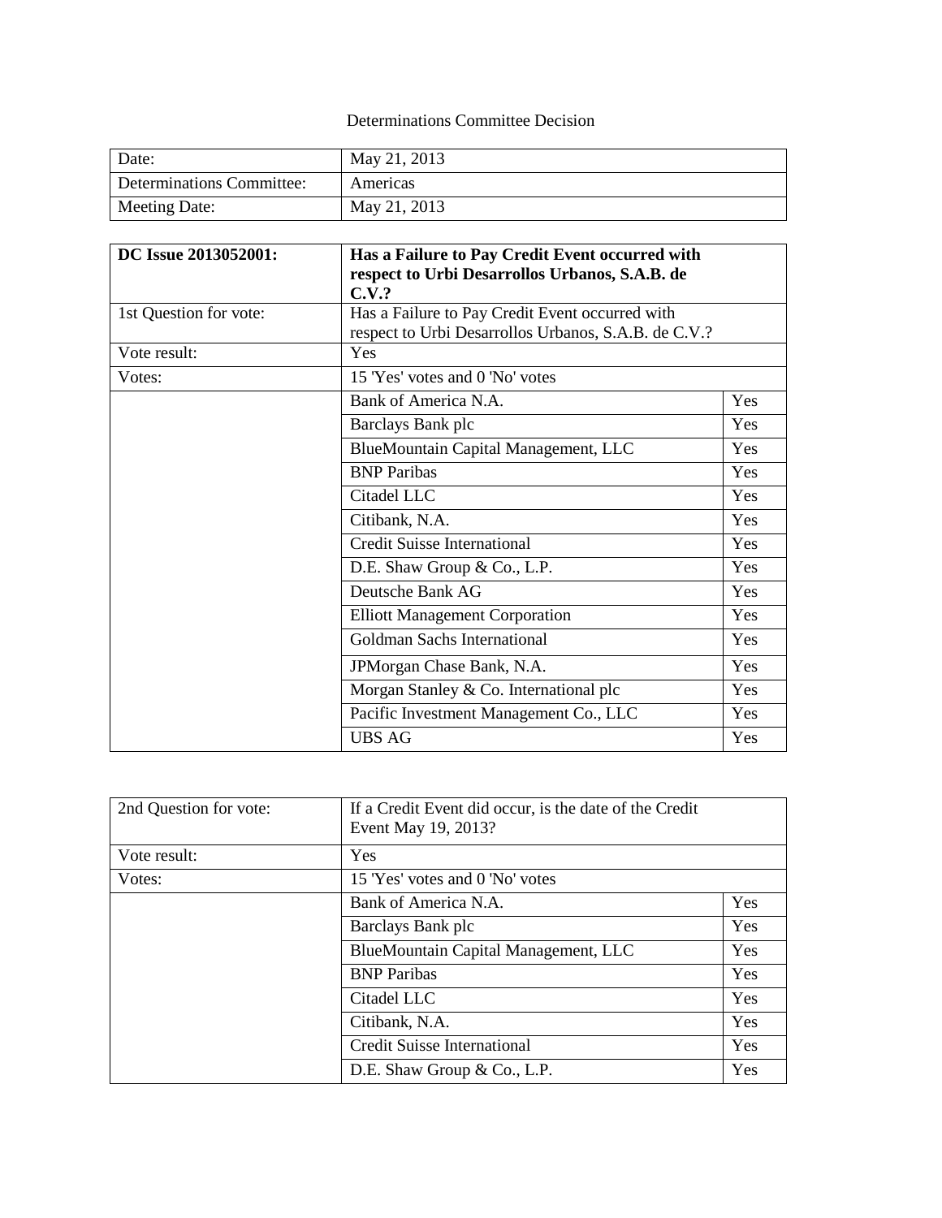Determinations Committee Decision

| Date: | May 21, 2013 |
|---|---|
| Determinations Committee: | Americas |
| Meeting Date: | May 21, 2013 |

| **DC Issue 2013052001:** | **Has a Failure to Pay Credit Event occurred with respect to Urbi Desarrollos Urbanos, S.A.B. de C.V.?** | |
|---|---|---|
| 1st Question for vote: | Has a Failure to Pay Credit Event occurred with respect to Urbi Desarrollos Urbanos, S.A.B. de C.V.? | |
| Vote result: | Yes | |
| Votes: | 15 'Yes' votes and 0 'No' votes | |
| | Bank of America N.A. | Yes |
| | Barclays Bank plc | Yes |
| | BlueMountain Capital Management, LLC | Yes |
| | BNP Paribas | Yes |
| | Citadel LLC | Yes |
| | Citibank, N.A. | Yes |
| | Credit Suisse International | Yes |
| | D.E. Shaw Group & Co., L.P. | Yes |
| | Deutsche Bank AG | Yes |
| | Elliott Management Corporation | Yes |
| | Goldman Sachs International | Yes |
| | JPMorgan Chase Bank, N.A. | Yes |
| | Morgan Stanley & Co. International plc | Yes |
| | Pacific Investment Management Co., LLC | Yes |
| | UBS AG | Yes |

| 2nd Question for vote: | If a Credit Event did occur, is the date of the Credit Event May 19, 2013? | |
|---|---|---|
| Vote result: | Yes | |
| Votes: | 15 'Yes' votes and 0 'No' votes | |
| | Bank of America N.A. | Yes |
| | Barclays Bank plc | Yes |
| | BlueMountain Capital Management, LLC | Yes |
| | BNP Paribas | Yes |
| | Citadel LLC | Yes |
| | Citibank, N.A. | Yes |
| | Credit Suisse International | Yes |
| | D.E. Shaw Group & Co., L.P. | Yes |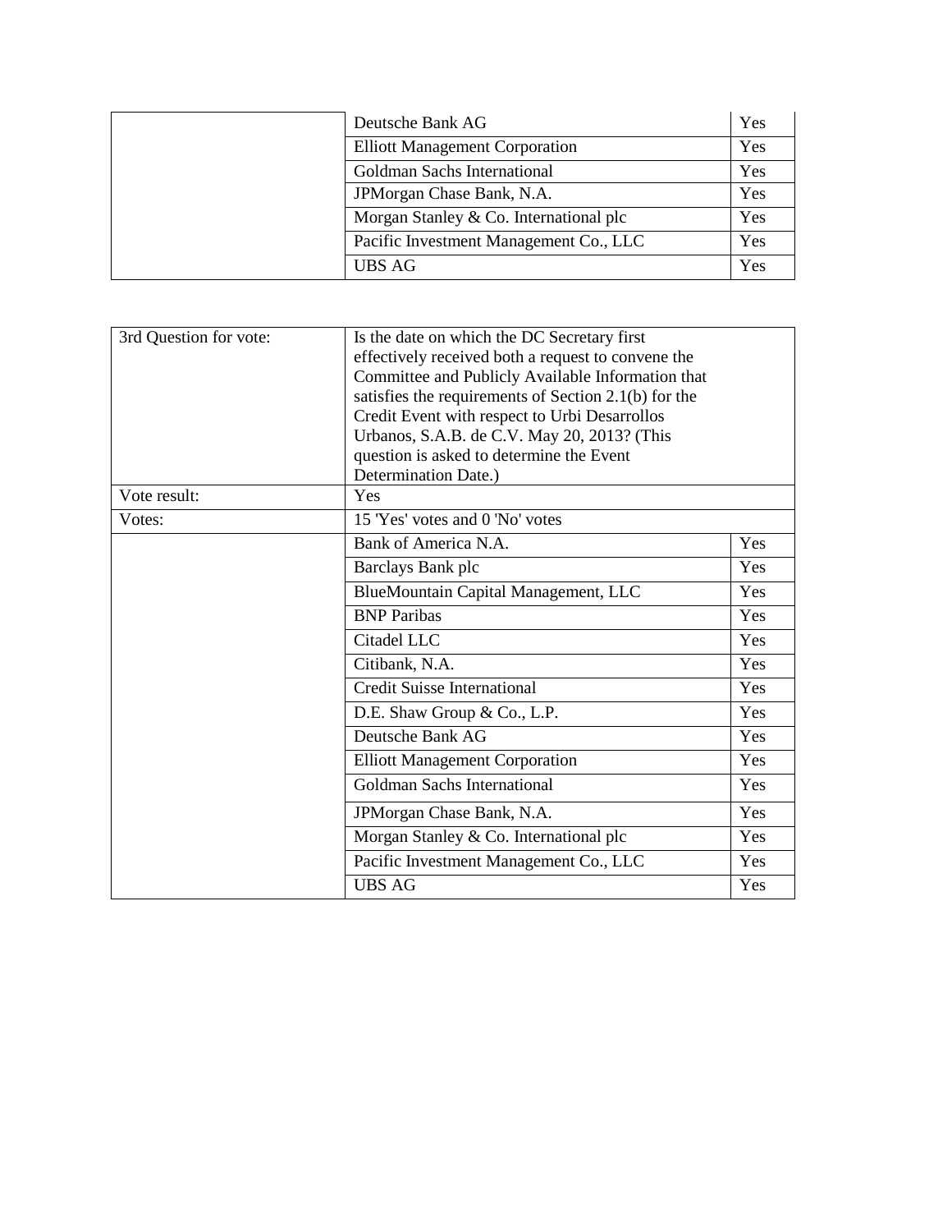| | | |
|---|---|---|
| | Deutsche Bank AG | Yes |
| | Elliott Management Corporation | Yes |
| | Goldman Sachs International | Yes |
| | JPMorgan Chase Bank, N.A. | Yes |
| | Morgan Stanley & Co. International plc | Yes |
| | Pacific Investment Management Co., LLC | Yes |
| | UBS AG | Yes |

| | | |
|---|---|---|
| 3rd Question for vote: | Is the date on which the DC Secretary first effectively received both a request to convene the Committee and Publicly Available Information that satisfies the requirements of Section 2.1(b) for the Credit Event with respect to Urbi Desarrollos Urbanos, S.A.B. de C.V. May 20, 2013? (This question is asked to determine the Event Determination Date.) | |
| Vote result: | Yes | |
| Votes: | 15 'Yes' votes and 0 'No' votes | |
| | Bank of America N.A. | Yes |
| | Barclays Bank plc | Yes |
| | BlueMountain Capital Management, LLC | Yes |
| | BNP Paribas | Yes |
| | Citadel LLC | Yes |
| | Citibank, N.A. | Yes |
| | Credit Suisse International | Yes |
| | D.E. Shaw Group & Co., L.P. | Yes |
| | Deutsche Bank AG | Yes |
| | Elliott Management Corporation | Yes |
| | Goldman Sachs International | Yes |
| | JPMorgan Chase Bank, N.A. | Yes |
| | Morgan Stanley & Co. International plc | Yes |
| | Pacific Investment Management Co., LLC | Yes |
| | UBS AG | Yes |